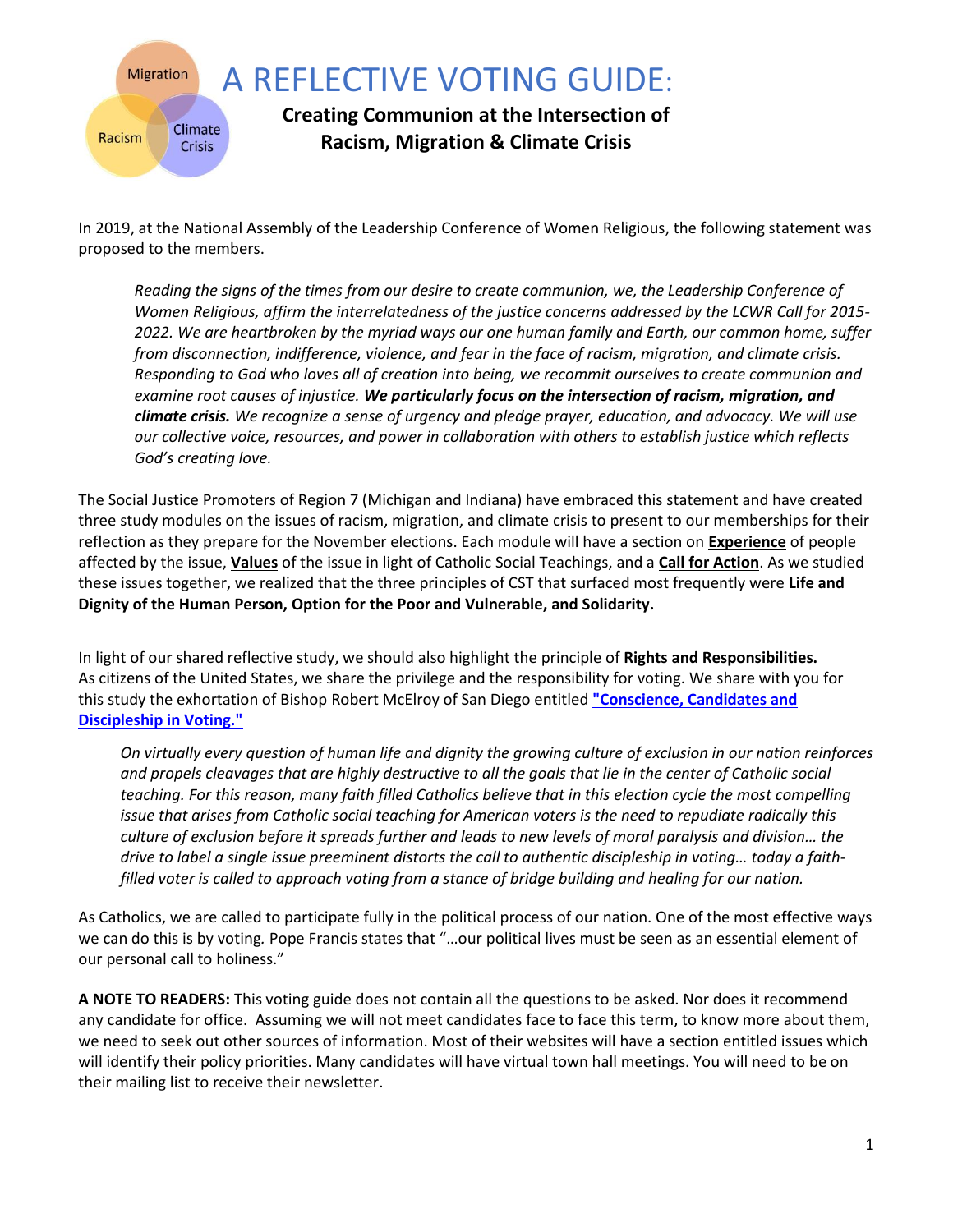# A REFLECTIVE VOTING GUIDE:

## Creating Communion at the Intersection of Racism, Migration & Climate Crisis

In 2019, at the National Assembly of the Leadership Conference of Women Religious, the following statement was proposed to the members.

> *Reading the signs of the times from our desire to create communion, we, the Leadership Conference of Women Religious, affirm the interrelatedness of the justice concerns addressed by the LCWR Call for 2015-2022. We are heartbroken by the myriad ways our one human family and Earth, our common home, suffer from disconnection, indifference, violence, and fear in the face of racism, migration, and climate crisis. Responding to God who loves all of creation into being, we recommit ourselves to create communion and examine root causes of injustice.* ***We particularly focus on the intersection of racism, migration, and climate crisis.*** *We recognize a sense of urgency and pledge prayer, education, and advocacy. We will use our collective voice, resources, and power in collaboration with others to establish justice which reflects God's creating love.*

The Social Justice Promoters of Region 7 (Michigan and Indiana) have embraced this statement and have created three study modules on the issues of racism, migration, and climate crisis to present to our memberships for their reflection as they prepare for the November elections. Each module will have a section on **Experience** of people affected by the issue, **Values** of the issue in light of Catholic Social Teachings, and a **Call for Action**. As we studied these issues together, we realized that the three principles of CST that surfaced most frequently were **Life and Dignity of the Human Person, Option for the Poor and Vulnerable, and Solidarity.**

In light of our shared reflective study, we should also highlight the principle of **Rights and Responsibilities.** As citizens of the United States, we share the privilege and the responsibility for voting. We share with you for this study the exhortation of Bishop Robert McElroy of San Diego entitled **"Conscience, Candidates and Discipleship in Voting."**

> *On virtually every question of human life and dignity the growing culture of exclusion in our nation reinforces and propels cleavages that are highly destructive to all the goals that lie in the center of Catholic social teaching. For this reason, many faith filled Catholics believe that in this election cycle the most compelling issue that arises from Catholic social teaching for American voters is the need to repudiate radically this culture of exclusion before it spreads further and leads to new levels of moral paralysis and division… the drive to label a single issue preeminent distorts the call to authentic discipleship in voting… today a faith-filled voter is called to approach voting from a stance of bridge building and healing for our nation.*

As Catholics, we are called to participate fully in the political process of our nation. One of the most effective ways we can do this is by voting. Pope Francis states that "…our political lives must be seen as an essential element of our personal call to holiness."

**A NOTE TO READERS:** This voting guide does not contain all the questions to be asked. Nor does it recommend any candidate for office. Assuming we will not meet candidates face to face this term, to know more about them, we need to seek out other sources of information. Most of their websites will have a section entitled issues which will identify their policy priorities. Many candidates will have virtual town hall meetings. You will need to be on their mailing list to receive their newsletter.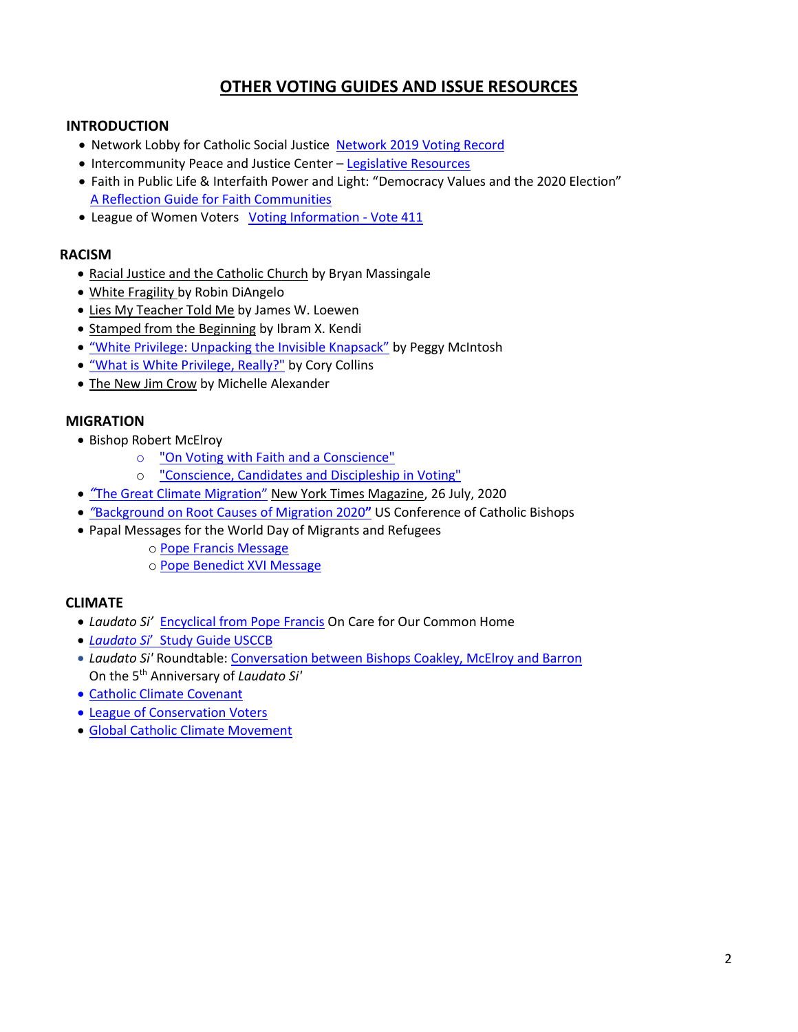# OTHER VOTING GUIDES AND ISSUE RESOURCES

## INTRODUCTION

- Network Lobby for Catholic Social Justice Network 2019 Voting Record
- Intercommunity Peace and Justice Center – Legislative Resources
- Faith in Public Life & Interfaith Power and Light: "Democracy Values and the 2020 Election" A Reflection Guide for Faith Communities
- League of Women Voters Voting Information - Vote 411

## RACISM

- Racial Justice and the Catholic Church by Bryan Massingale
- White Fragility by Robin DiAngelo
- Lies My Teacher Told Me by James W. Loewen
- Stamped from the Beginning by Ibram X. Kendi
- "White Privilege: Unpacking the Invisible Knapsack" by Peggy McIntosh
- "What is White Privilege, Really?" by Cory Collins
- The New Jim Crow by Michelle Alexander

## MIGRATION

- Bishop Robert McElroy
  - "On Voting with Faith and a Conscience"
  - "Conscience, Candidates and Discipleship in Voting"
- *"The Great Climate Migration"* New York Times Magazine, 26 July, 2020
- *"Background on Root Causes of Migration 2020"* US Conference of Catholic Bishops
- Papal Messages for the World Day of Migrants and Refugees
  - Pope Francis Message
  - Pope Benedict XVI Message

## CLIMATE

- *Laudato Si'* Encyclical from Pope Francis On Care for Our Common Home
- *Laudato Si'* Study Guide USCCB
- *Laudato Si'* Roundtable: Conversation between Bishops Coakley, McElroy and Barron On the 5th Anniversary of *Laudato Si'*
- Catholic Climate Covenant
- League of Conservation Voters
- Global Catholic Climate Movement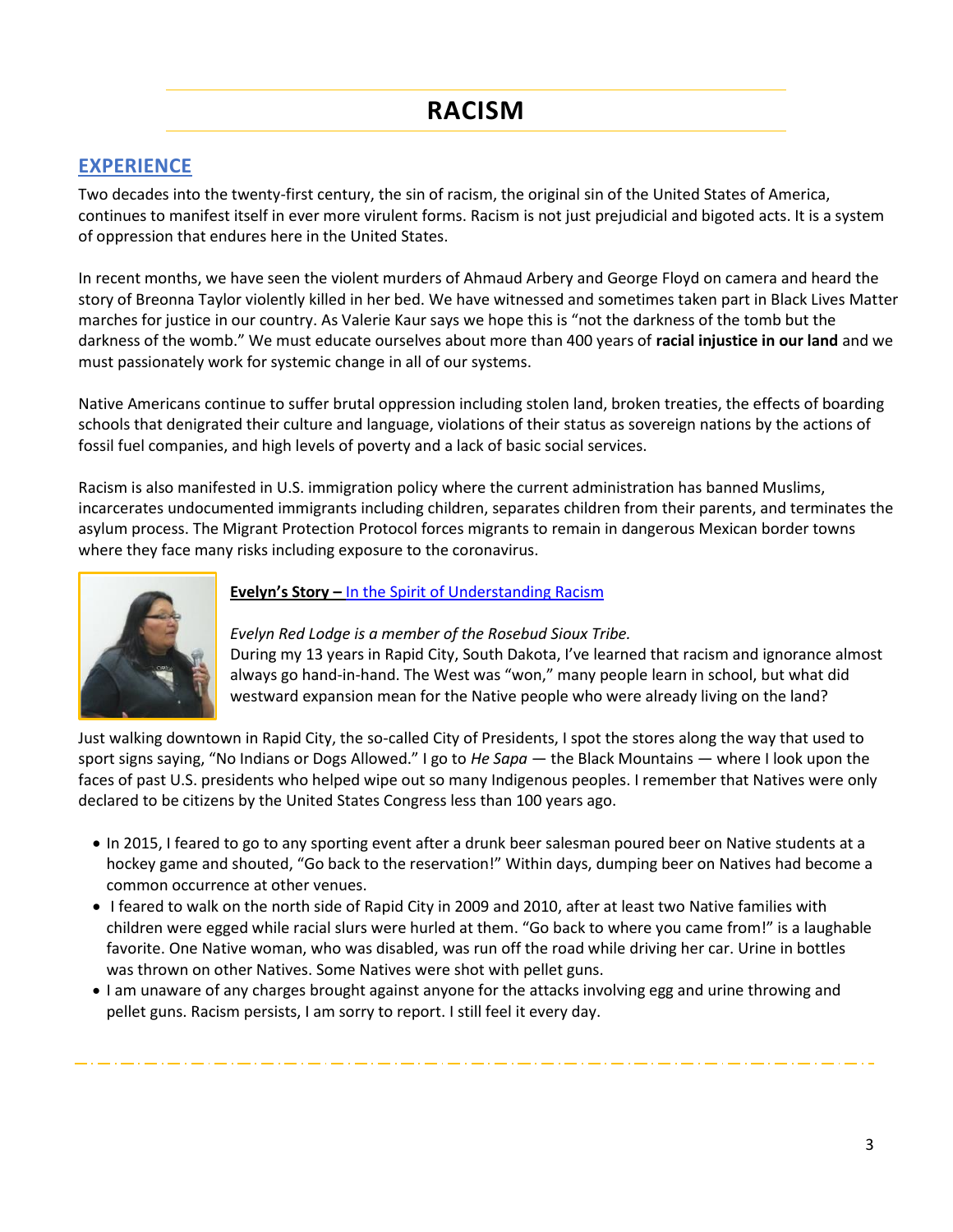# RACISM

## EXPERIENCE

Two decades into the twenty-first century, the sin of racism, the original sin of the United States of America, continues to manifest itself in ever more virulent forms. Racism is not just prejudicial and bigoted acts. It is a system of oppression that endures here in the United States.

In recent months, we have seen the violent murders of Ahmaud Arbery and George Floyd on camera and heard the story of Breonna Taylor violently killed in her bed. We have witnessed and sometimes taken part in Black Lives Matter marches for justice in our country. As Valerie Kaur says we hope this is "not the darkness of the tomb but the darkness of the womb." We must educate ourselves about more than 400 years of **racial injustice in our land** and we must passionately work for systemic change in all of our systems.

Native Americans continue to suffer brutal oppression including stolen land, broken treaties, the effects of boarding schools that denigrated their culture and language, violations of their status as sovereign nations by the actions of fossil fuel companies, and high levels of poverty and a lack of basic social services.

Racism is also manifested in U.S. immigration policy where the current administration has banned Muslims, incarcerates undocumented immigrants including children, separates children from their parents, and terminates the asylum process. The Migrant Protection Protocol forces migrants to remain in dangerous Mexican border towns where they face many risks including exposure to the coronavirus.

***Evelyn's Story –*** In the Spirit of Understanding Racism

*Evelyn Red Lodge is a member of the Rosebud Sioux Tribe.*
During my 13 years in Rapid City, South Dakota, I've learned that racism and ignorance almost always go hand-in-hand. The West was "won," many people learn in school, but what did westward expansion mean for the Native people who were already living on the land?

Just walking downtown in Rapid City, the so-called City of Presidents, I spot the stores along the way that used to sport signs saying, "No Indians or Dogs Allowed." I go to *He Sapa* — the Black Mountains — where I look upon the faces of past U.S. presidents who helped wipe out so many Indigenous peoples. I remember that Natives were only declared to be citizens by the United States Congress less than 100 years ago.

- In 2015, I feared to go to any sporting event after a drunk beer salesman poured beer on Native students at a hockey game and shouted, "Go back to the reservation!" Within days, dumping beer on Natives had become a common occurrence at other venues.
- I feared to walk on the north side of Rapid City in 2009 and 2010, after at least two Native families with children were egged while racial slurs were hurled at them. "Go back to where you came from!" is a laughable favorite. One Native woman, who was disabled, was run off the road while driving her car. Urine in bottles was thrown on other Natives. Some Natives were shot with pellet guns.
- I am unaware of any charges brought against anyone for the attacks involving egg and urine throwing and pellet guns. Racism persists, I am sorry to report. I still feel it every day.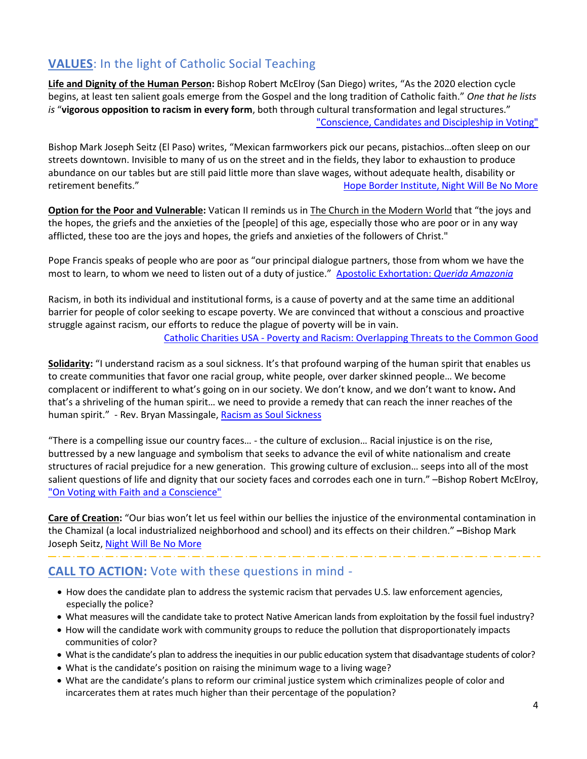## **VALUES**: In the light of Catholic Social Teaching

**Life and Dignity of the Human Person:** Bishop Robert McElroy (San Diego) writes, "As the 2020 election cycle begins, at least ten salient goals emerge from the Gospel and the long tradition of Catholic faith." *One that he lists is* "**vigorous opposition to racism in every form**, both through cultural transformation and legal structures."

"Conscience, Candidates and Discipleship in Voting"

Bishop Mark Joseph Seitz (El Paso) writes, "Mexican farmworkers pick our pecans, pistachios…often sleep on our streets downtown. Invisible to many of us on the street and in the fields, they labor to exhaustion to produce abundance on our tables but are still paid little more than slave wages, without adequate health, disability or retirement benefits."

Hope Border Institute, Night Will Be No More

**Option for the Poor and Vulnerable:** Vatican II reminds us in The Church in the Modern World that "the joys and the hopes, the griefs and the anxieties of the [people] of this age, especially those who are poor or in any way afflicted, these too are the joys and hopes, the griefs and anxieties of the followers of Christ."

Pope Francis speaks of people who are poor as "our principal dialogue partners, those from whom we have the most to learn, to whom we need to listen out of a duty of justice." Apostolic Exhortation: *Querida Amazonia*

Racism, in both its individual and institutional forms, is a cause of poverty and at the same time an additional barrier for people of color seeking to escape poverty. We are convinced that without a conscious and proactive struggle against racism, our efforts to reduce the plague of poverty will be in vain.

Catholic Charities USA - Poverty and Racism: Overlapping Threats to the Common Good

**Solidarity:** "I understand racism as a soul sickness. It's that profound warping of the human spirit that enables us to create communities that favor one racial group, white people, over darker skinned people… We become complacent or indifferent to what's going on in our society. We don't know, and we don't want to know**.** And that's a shriveling of the human spirit… we need to provide a remedy that can reach the inner reaches of the human spirit." - Rev. Bryan Massingale, Racism as Soul Sickness

"There is a compelling issue our country faces… - the culture of exclusion… Racial injustice is on the rise, buttressed by a new language and symbolism that seeks to advance the evil of white nationalism and create structures of racial prejudice for a new generation. This growing culture of exclusion… seeps into all of the most salient questions of life and dignity that our society faces and corrodes each one in turn." –Bishop Robert McElroy, "On Voting with Faith and a Conscience"

**Care of Creation:** "Our bias won't let us feel within our bellies the injustice of the environmental contamination in the Chamizal (a local industrialized neighborhood and school) and its effects on their children." **–**Bishop Mark Joseph Seitz, Night Will Be No More

## **CALL TO ACTION:** Vote with these questions in mind -

- How does the candidate plan to address the systemic racism that pervades U.S. law enforcement agencies, especially the police?
- What measures will the candidate take to protect Native American lands from exploitation by the fossil fuel industry?
- How will the candidate work with community groups to reduce the pollution that disproportionately impacts communities of color?
- What is the candidate's plan to address the inequities in our public education system that disadvantage students of color?
- What is the candidate's position on raising the minimum wage to a living wage?
- What are the candidate's plans to reform our criminal justice system which criminalizes people of color and incarcerates them at rates much higher than their percentage of the population?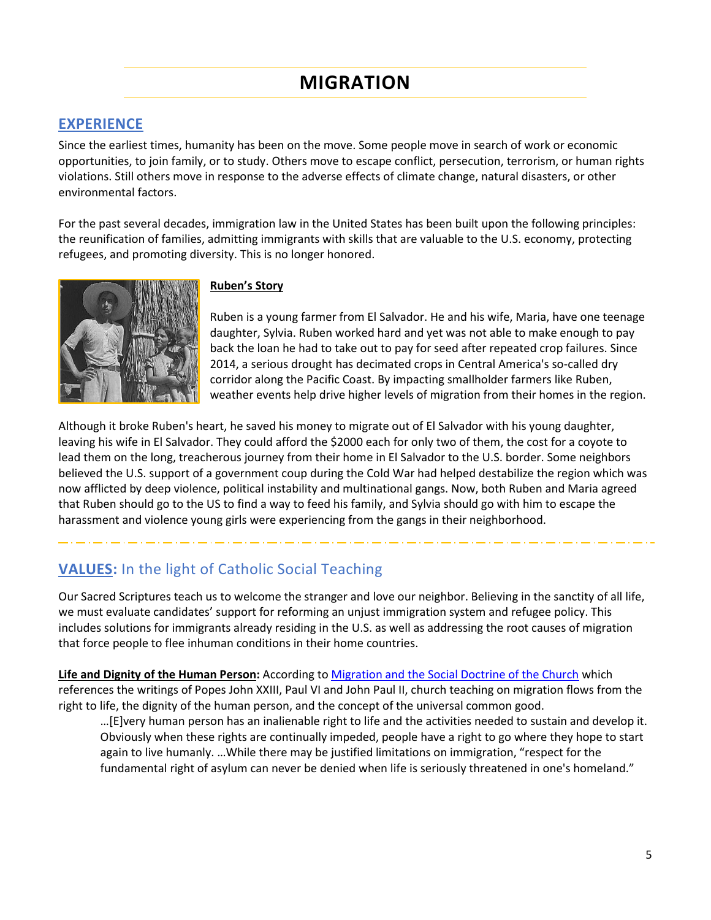# MIGRATION

## EXPERIENCE

Since the earliest times, humanity has been on the move. Some people move in search of work or economic opportunities, to join family, or to study. Others move to escape conflict, persecution, terrorism, or human rights violations. Still others move in response to the adverse effects of climate change, natural disasters, or other environmental factors.

For the past several decades, immigration law in the United States has been built upon the following principles: the reunification of families, admitting immigrants with skills that are valuable to the U.S. economy, protecting refugees, and promoting diversity. This is no longer honored.

### Ruben's Story

Ruben is a young farmer from El Salvador. He and his wife, Maria, have one teenage daughter, Sylvia. Ruben worked hard and yet was not able to make enough to pay back the loan he had to take out to pay for seed after repeated crop failures. Since 2014, a serious drought has decimated crops in Central America's so-called dry corridor along the Pacific Coast. By impacting smallholder farmers like Ruben, weather events help drive higher levels of migration from their homes in the region.

Although it broke Ruben's heart, he saved his money to migrate out of El Salvador with his young daughter, leaving his wife in El Salvador. They could afford the $2000 each for only two of them, the cost for a coyote to lead them on the long, treacherous journey from their home in El Salvador to the U.S. border. Some neighbors believed the U.S. support of a government coup during the Cold War had helped destabilize the region which was now afflicted by deep violence, political instability and multinational gangs. Now, both Ruben and Maria agreed that Ruben should go to the US to find a way to feed his family, and Sylvia should go with him to escape the harassment and violence young girls were experiencing from the gangs in their neighborhood.

## VALUES: In the light of Catholic Social Teaching

Our Sacred Scriptures teach us to welcome the stranger and love our neighbor. Believing in the sanctity of all life, we must evaluate candidates' support for reforming an unjust immigration system and refugee policy. This includes solutions for immigrants already residing in the U.S. as well as addressing the root causes of migration that force people to flee inhuman conditions in their home countries.

**Life and Dignity of the Human Person:** According to Migration and the Social Doctrine of the Church which references the writings of Popes John XXIII, Paul VI and John Paul II, church teaching on migration flows from the right to life, the dignity of the human person, and the concept of the universal common good.

> …[E]very human person has an inalienable right to life and the activities needed to sustain and develop it. Obviously when these rights are continually impeded, people have a right to go where they hope to start again to live humanly. …While there may be justified limitations on immigration, "respect for the fundamental right of asylum can never be denied when life is seriously threatened in one's homeland."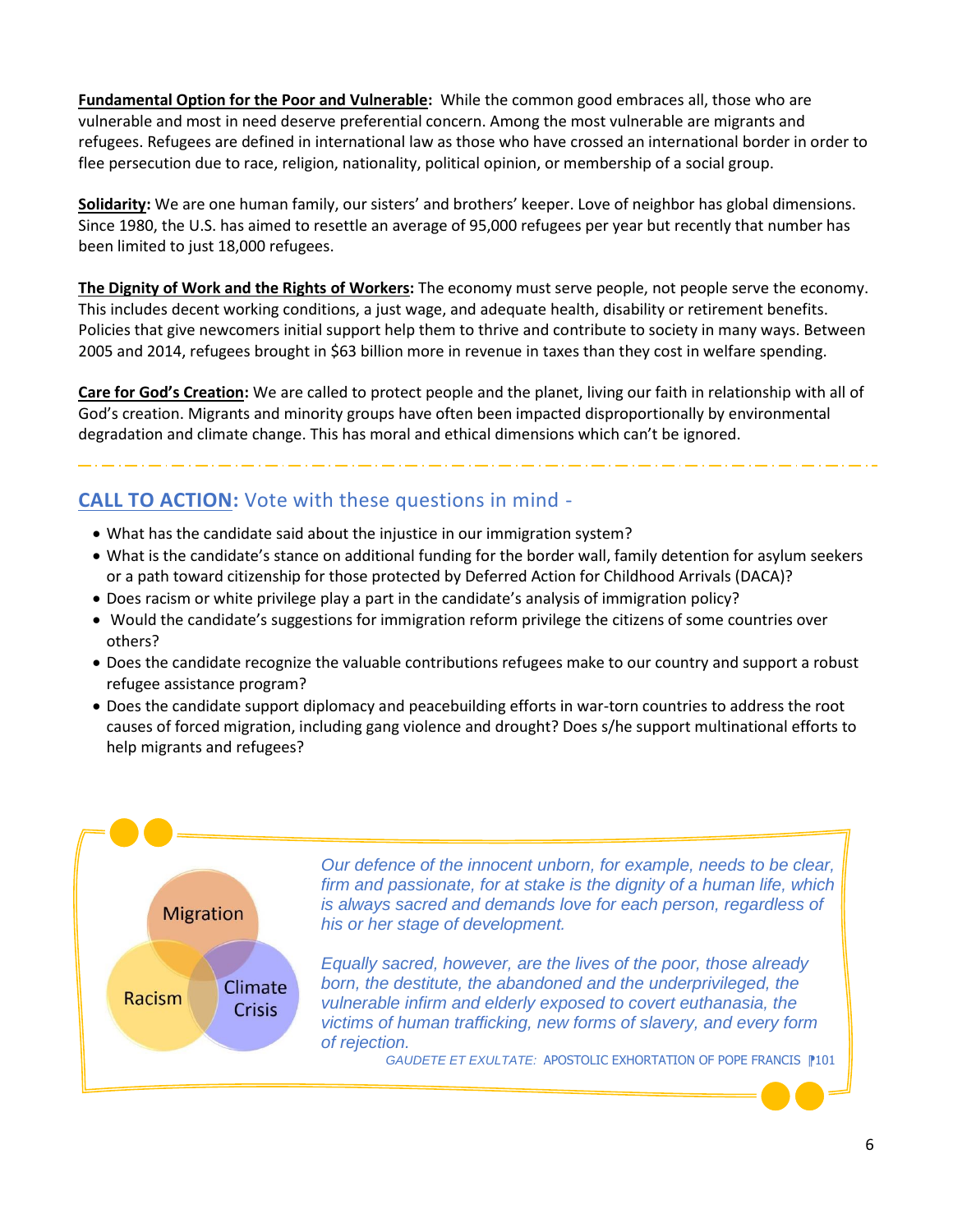**Fundamental Option for the Poor and Vulnerable:** While the common good embraces all, those who are vulnerable and most in need deserve preferential concern. Among the most vulnerable are migrants and refugees. Refugees are defined in international law as those who have crossed an international border in order to flee persecution due to race, religion, nationality, political opinion, or membership of a social group.

**Solidarity:** We are one human family, our sisters' and brothers' keeper. Love of neighbor has global dimensions. Since 1980, the U.S. has aimed to resettle an average of 95,000 refugees per year but recently that number has been limited to just 18,000 refugees.

**The Dignity of Work and the Rights of Workers:** The economy must serve people, not people serve the economy. This includes decent working conditions, a just wage, and adequate health, disability or retirement benefits. Policies that give newcomers initial support help them to thrive and contribute to society in many ways. Between 2005 and 2014, refugees brought in $63 billion more in revenue in taxes than they cost in welfare spending.

**Care for God's Creation:** We are called to protect people and the planet, living our faith in relationship with all of God's creation. Migrants and minority groups have often been impacted disproportionally by environmental degradation and climate change. This has moral and ethical dimensions which can't be ignored.

## CALL TO ACTION: Vote with these questions in mind -

- What has the candidate said about the injustice in our immigration system?
- What is the candidate's stance on additional funding for the border wall, family detention for asylum seekers or a path toward citizenship for those protected by Deferred Action for Childhood Arrivals (DACA)?
- Does racism or white privilege play a part in the candidate's analysis of immigration policy?
- Would the candidate's suggestions for immigration reform privilege the citizens of some countries over others?
- Does the candidate recognize the valuable contributions refugees make to our country and support a robust refugee assistance program?
- Does the candidate support diplomacy and peacebuilding efforts in war-torn countries to address the root causes of forced migration, including gang violence and drought? Does s/he support multinational efforts to help migrants and refugees?

Migration

Racism

Climate Crisis

*Our defence of the innocent unborn, for example, needs to be clear, firm and passionate, for at stake is the dignity of a human life, which is always sacred and demands love for each person, regardless of his or her stage of development.*

*Equally sacred, however, are the lives of the poor, those already born, the destitute, the abandoned and the underprivileged, the vulnerable infirm and elderly exposed to covert euthanasia, the victims of human trafficking, new forms of slavery, and every form of rejection.*

*GAUDETE ET EXULTATE:* APOSTOLIC EXHORTATION OF POPE FRANCIS ¶101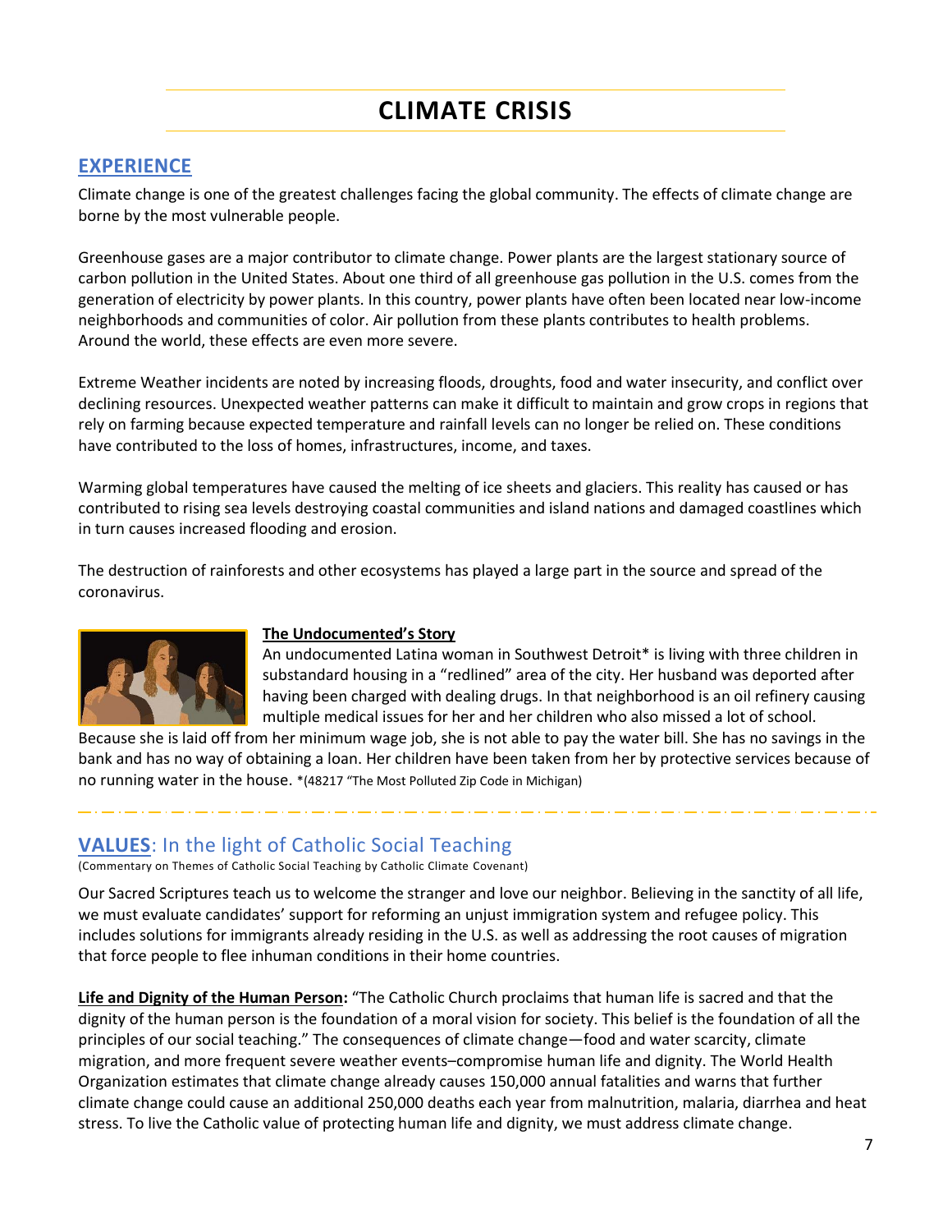# CLIMATE CRISIS

## EXPERIENCE

Climate change is one of the greatest challenges facing the global community. The effects of climate change are borne by the most vulnerable people.

Greenhouse gases are a major contributor to climate change. Power plants are the largest stationary source of carbon pollution in the United States. About one third of all greenhouse gas pollution in the U.S. comes from the generation of electricity by power plants. In this country, power plants have often been located near low-income neighborhoods and communities of color. Air pollution from these plants contributes to health problems. Around the world, these effects are even more severe.

Extreme Weather incidents are noted by increasing floods, droughts, food and water insecurity, and conflict over declining resources. Unexpected weather patterns can make it difficult to maintain and grow crops in regions that rely on farming because expected temperature and rainfall levels can no longer be relied on. These conditions have contributed to the loss of homes, infrastructures, income, and taxes.

Warming global temperatures have caused the melting of ice sheets and glaciers. This reality has caused or has contributed to rising sea levels destroying coastal communities and island nations and damaged coastlines which in turn causes increased flooding and erosion.

The destruction of rainforests and other ecosystems has played a large part in the source and spread of the coronavirus.

### The Undocumented's Story

An undocumented Latina woman in Southwest Detroit* is living with three children in substandard housing in a "redlined" area of the city. Her husband was deported after having been charged with dealing drugs. In that neighborhood is an oil refinery causing multiple medical issues for her and her children who also missed a lot of school. Because she is laid off from her minimum wage job, she is not able to pay the water bill. She has no savings in the bank and has no way of obtaining a loan. Her children have been taken from her by protective services because of no running water in the house. *(48217 "The Most Polluted Zip Code in Michigan)

---

## VALUES: In the light of Catholic Social Teaching

(Commentary on Themes of Catholic Social Teaching by Catholic Climate Covenant)

Our Sacred Scriptures teach us to welcome the stranger and love our neighbor. Believing in the sanctity of all life, we must evaluate candidates' support for reforming an unjust immigration system and refugee policy. This includes solutions for immigrants already residing in the U.S. as well as addressing the root causes of migration that force people to flee inhuman conditions in their home countries.

**Life and Dignity of the Human Person:** "The Catholic Church proclaims that human life is sacred and that the dignity of the human person is the foundation of a moral vision for society. This belief is the foundation of all the principles of our social teaching." The consequences of climate change—food and water scarcity, climate migration, and more frequent severe weather events–compromise human life and dignity. The World Health Organization estimates that climate change already causes 150,000 annual fatalities and warns that further climate change could cause an additional 250,000 deaths each year from malnutrition, malaria, diarrhea and heat stress. To live the Catholic value of protecting human life and dignity, we must address climate change.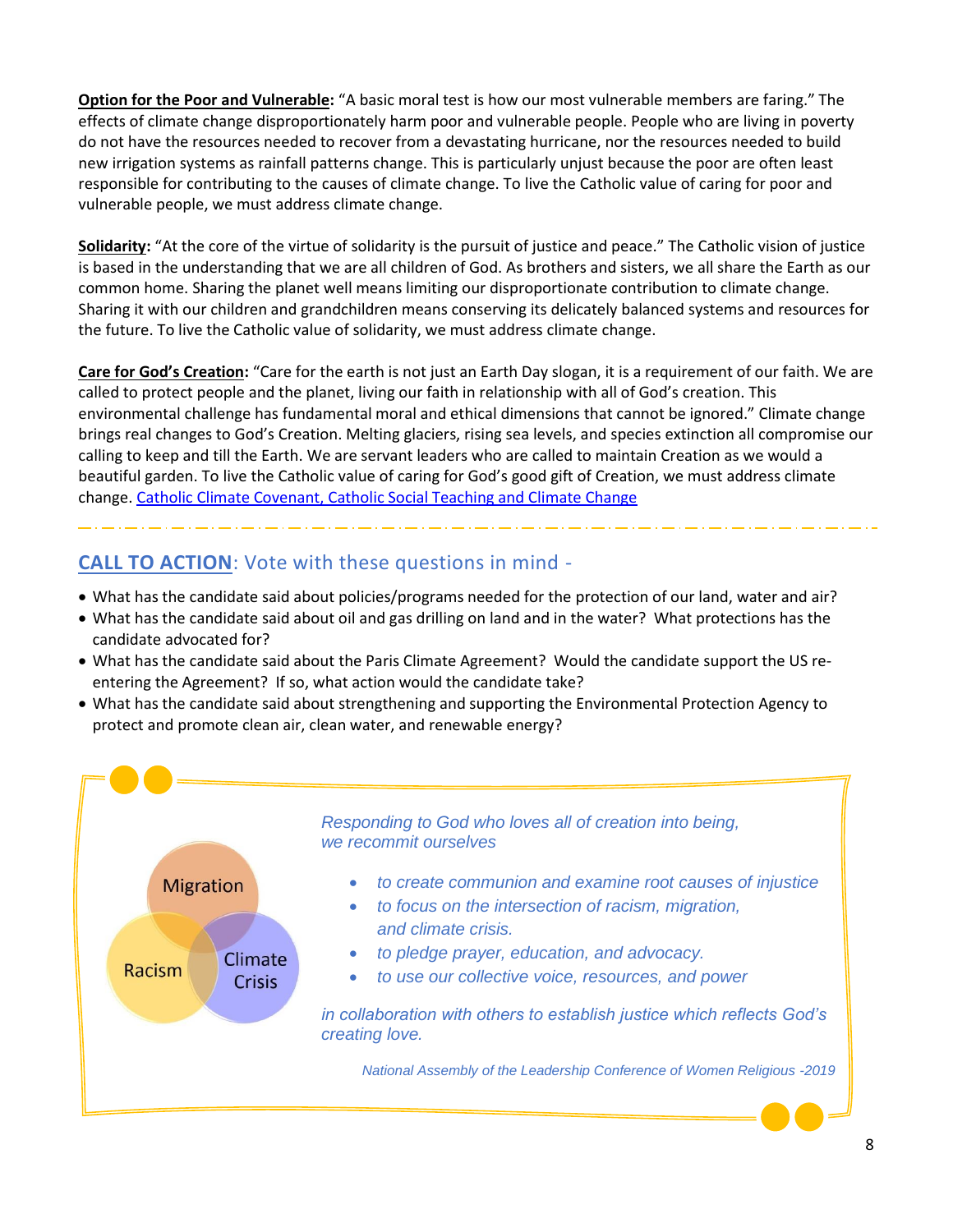**Option for the Poor and Vulnerable:** "A basic moral test is how our most vulnerable members are faring." The effects of climate change disproportionately harm poor and vulnerable people. People who are living in poverty do not have the resources needed to recover from a devastating hurricane, nor the resources needed to build new irrigation systems as rainfall patterns change. This is particularly unjust because the poor are often least responsible for contributing to the causes of climate change. To live the Catholic value of caring for poor and vulnerable people, we must address climate change.

**Solidarity:** "At the core of the virtue of solidarity is the pursuit of justice and peace." The Catholic vision of justice is based in the understanding that we are all children of God. As brothers and sisters, we all share the Earth as our common home. Sharing the planet well means limiting our disproportionate contribution to climate change. Sharing it with our children and grandchildren means conserving its delicately balanced systems and resources for the future. To live the Catholic value of solidarity, we must address climate change.

**Care for God's Creation:** "Care for the earth is not just an Earth Day slogan, it is a requirement of our faith. We are called to protect people and the planet, living our faith in relationship with all of God's creation. This environmental challenge has fundamental moral and ethical dimensions that cannot be ignored." Climate change brings real changes to God's Creation. Melting glaciers, rising sea levels, and species extinction all compromise our calling to keep and till the Earth. We are servant leaders who are called to maintain Creation as we would a beautiful garden. To live the Catholic value of caring for God's good gift of Creation, we must address climate change. Catholic Climate Covenant, Catholic Social Teaching and Climate Change

---

## CALL TO ACTION: Vote with these questions in mind -

- What has the candidate said about policies/programs needed for the protection of our land, water and air?
- What has the candidate said about oil and gas drilling on land and in the water? What protections has the candidate advocated for?
- What has the candidate said about the Paris Climate Agreement? Would the candidate support the US re-entering the Agreement? If so, what action would the candidate take?
- What has the candidate said about strengthening and supporting the Environmental Protection Agency to protect and promote clean air, clean water, and renewable energy?

Migration

Racism

Climate Crisis

*Responding to God who loves all of creation into being, we recommit ourselves*

- *to create communion and examine root causes of injustice*
- *to focus on the intersection of racism, migration, and climate crisis.*
- *to pledge prayer, education, and advocacy.*
- *to use our collective voice, resources, and power*

*in collaboration with others to establish justice which reflects God's creating love.*

*National Assembly of the Leadership Conference of Women Religious -2019*